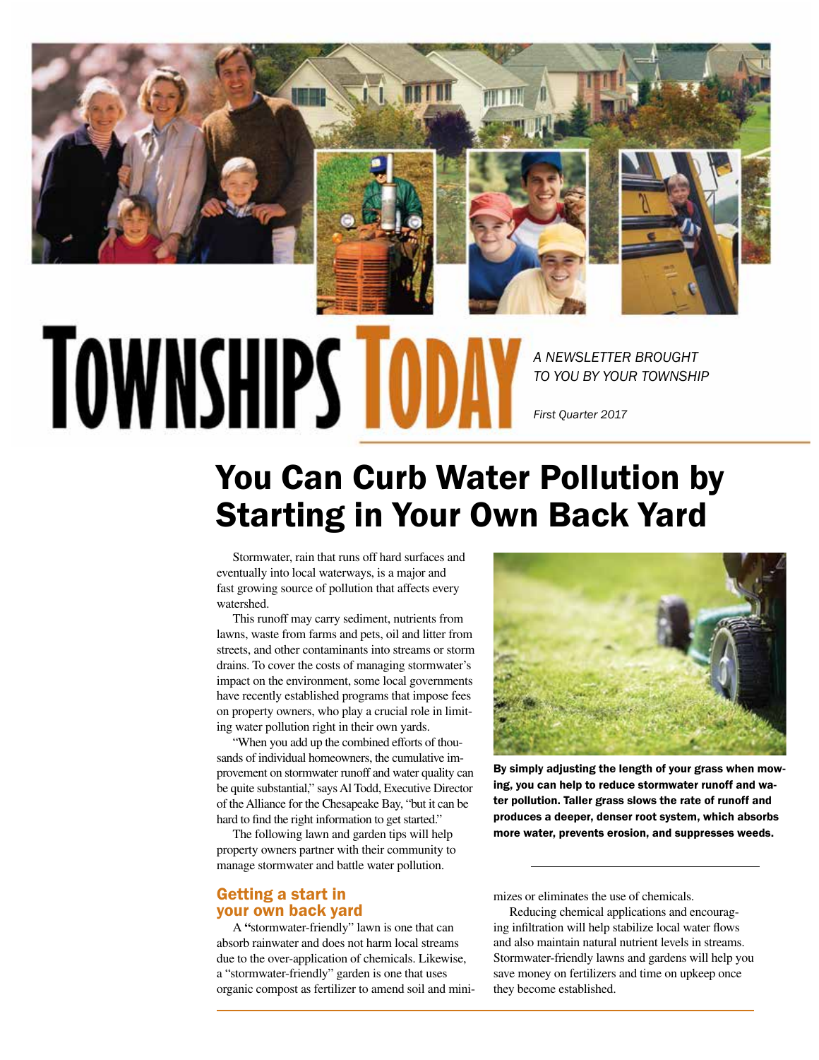# TOWNSHIPS TODAY

*A NEWSLETTER BROUGHT TO YOU BY YOUR TOWNSHIP*

*First Quarter 2017*

## You Can Curb Water Pollution by Starting in Your Own Back Yard

Stormwater, rain that runs off hard surfaces and eventually into local waterways, is a major and fast growing source of pollution that affects every watershed.

This runoff may carry sediment, nutrients from lawns, waste from farms and pets, oil and litter from streets, and other contaminants into streams or storm drains. To cover the costs of managing stormwater's impact on the environment, some local governments have recently established programs that impose fees on property owners, who play a crucial role in limiting water pollution right in their own yards.

"When you add up the combined efforts of thousands of individual homeowners, the cumulative improvement on stormwater runoff and water quality can be quite substantial," says Al Todd, Executive Director of the Alliance for the Chesapeake Bay, "but it can be hard to find the right information to get started."

The following lawn and garden tips will help property owners partner with their community to manage stormwater and battle water pollution.

**By simply adjusting the length of your grass when mowing, you can help to reduce stormwater runoff and water pollution. Taller grass slows the rate of runoff and produces a deeper, denser root system, which absorbs more water, prevents erosion, and suppresses weeds.**

### Getting a start in your own back yard

A "stormwater-friendly" lawn is one that can absorb rainwater and does not harm local streams due to the over-application of chemicals. Likewise, a "stormwater-friendly" garden is one that uses organic compost as fertilizer to amend soil and minimizes or eliminates the use of chemicals.

Reducing chemical applications and encouraging infiltration will help stabilize local water flows and also maintain natural nutrient levels in streams. Stormwater-friendly lawns and gardens will help you save money on fertilizers and time on upkeep once they become established.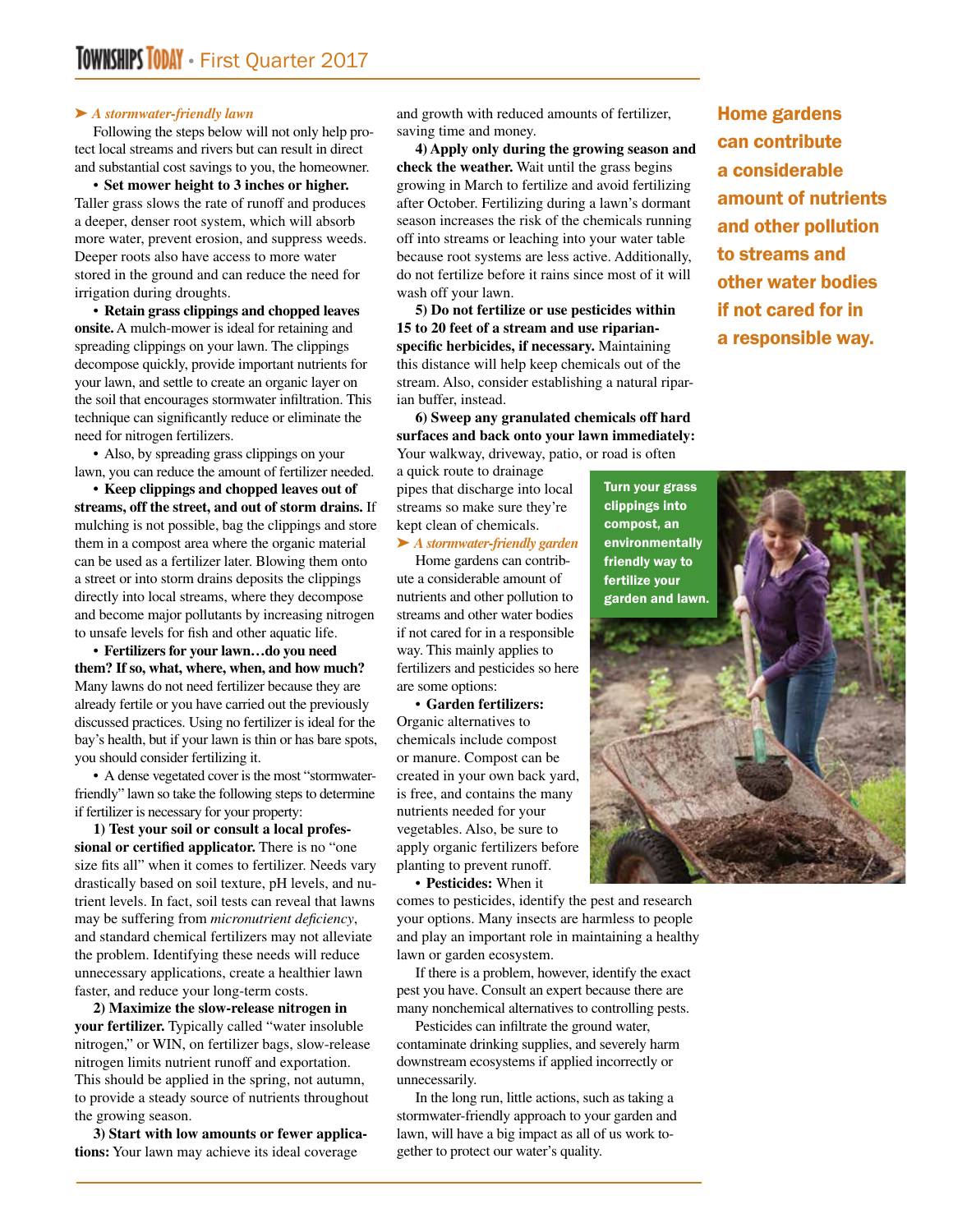## ➤ *A stormwater-friendly lawn*

Following the steps below will not only help protect local streams and rivers but can result in direct and substantial cost savings to you, the homeowner.

- **Set mower height to 3 inches or higher.** Taller grass slows the rate of runoff and produces a deeper, denser root system, which will absorb more water, prevent erosion, and suppress weeds. Deeper roots also have access to more water stored in the ground and can reduce the need for irrigation during droughts.
- **Retain grass clippings and chopped leaves onsite.** A mulch-mower is ideal for retaining and spreading clippings on your lawn. The clippings decompose quickly, provide important nutrients for your lawn, and settle to create an organic layer on the soil that encourages stormwater infiltration. This technique can significantly reduce or eliminate the need for nitrogen fertilizers.
- Also, by spreading grass clippings on your lawn, you can reduce the amount of fertilizer needed.
- **Keep clippings and chopped leaves out of streams, off the street, and out of storm drains.** If mulching is not possible, bag the clippings and store them in a compost area where the organic material can be used as a fertilizer later. Blowing them onto a street or into storm drains deposits the clippings directly into local streams, where they decompose and become major pollutants by increasing nitrogen to unsafe levels for fish and other aquatic life.
- **Fertilizers for your lawn…do you need them? If so, what, where, when, and how much?** Many lawns do not need fertilizer because they are already fertile or you have carried out the previously discussed practices. Using no fertilizer is ideal for the bay's health, but if your lawn is thin or has bare spots, you should consider fertilizing it.
- A dense vegetated cover is the most "stormwater-friendly" lawn so take the following steps to determine if fertilizer is necessary for your property:

**1) Test your soil or consult a local professional or certified applicator.** There is no "one size fits all" when it comes to fertilizer. Needs vary drastically based on soil texture, pH levels, and nutrient levels. In fact, soil tests can reveal that lawns may be suffering from *micronutrient deficiency*, and standard chemical fertilizers may not alleviate the problem. Identifying these needs will reduce unnecessary applications, create a healthier lawn faster, and reduce your long-term costs.

**2) Maximize the slow-release nitrogen in your fertilizer.** Typically called "water insoluble nitrogen," or WIN, on fertilizer bags, slow-release nitrogen limits nutrient runoff and exportation. This should be applied in the spring, not autumn, to provide a steady source of nutrients throughout the growing season.

**3) Start with low amounts or fewer applications:** Your lawn may achieve its ideal coverage and growth with reduced amounts of fertilizer, saving time and money.

**4) Apply only during the growing season and check the weather.** Wait until the grass begins growing in March to fertilize and avoid fertilizing after October. Fertilizing during a lawn's dormant season increases the risk of the chemicals running off into streams or leaching into your water table because root systems are less active. Additionally, do not fertilize before it rains since most of it will wash off your lawn.

**5) Do not fertilize or use pesticides within 15 to 20 feet of a stream and use riparian-specific herbicides, if necessary.** Maintaining this distance will help keep chemicals out of the stream. Also, consider establishing a natural riparian buffer, instead.

**6) Sweep any granulated chemicals off hard surfaces and back onto your lawn immediately:** Your walkway, driveway, patio, or road is often a quick route to drainage pipes that discharge into local streams so make sure they're kept clean of chemicals.

## ➤ *A stormwater-friendly garden*

Home gardens can contribute a considerable amount of nutrients and other pollution to streams and other water bodies if not cared for in a responsible way. This mainly applies to fertilizers and pesticides so here are some options:

- **Garden fertilizers:** Organic alternatives to chemicals include compost or manure. Compost can be created in your own back yard, is free, and contains the many nutrients needed for your vegetables. Also, be sure to apply organic fertilizers before planting to prevent runoff.
- **Pesticides:** When it comes to pesticides, identify the pest and research your options. Many insects are harmless to people and play an important role in maintaining a healthy lawn or garden ecosystem.

If there is a problem, however, identify the exact pest you have. Consult an expert because there are many nonchemical alternatives to controlling pests.

Pesticides can infiltrate the ground water, contaminate drinking supplies, and severely harm downstream ecosystems if applied incorrectly or unnecessarily.

In the long run, little actions, such as taking a stormwater-friendly approach to your garden and lawn, will have a big impact as all of us work together to protect our water's quality.

Turn your grass clippings into compost, an environmentally friendly way to fertilize your garden and lawn.

**Home gardens can contribute a considerable amount of nutrients and other pollution to streams and other water bodies if not cared for in a responsible way.**